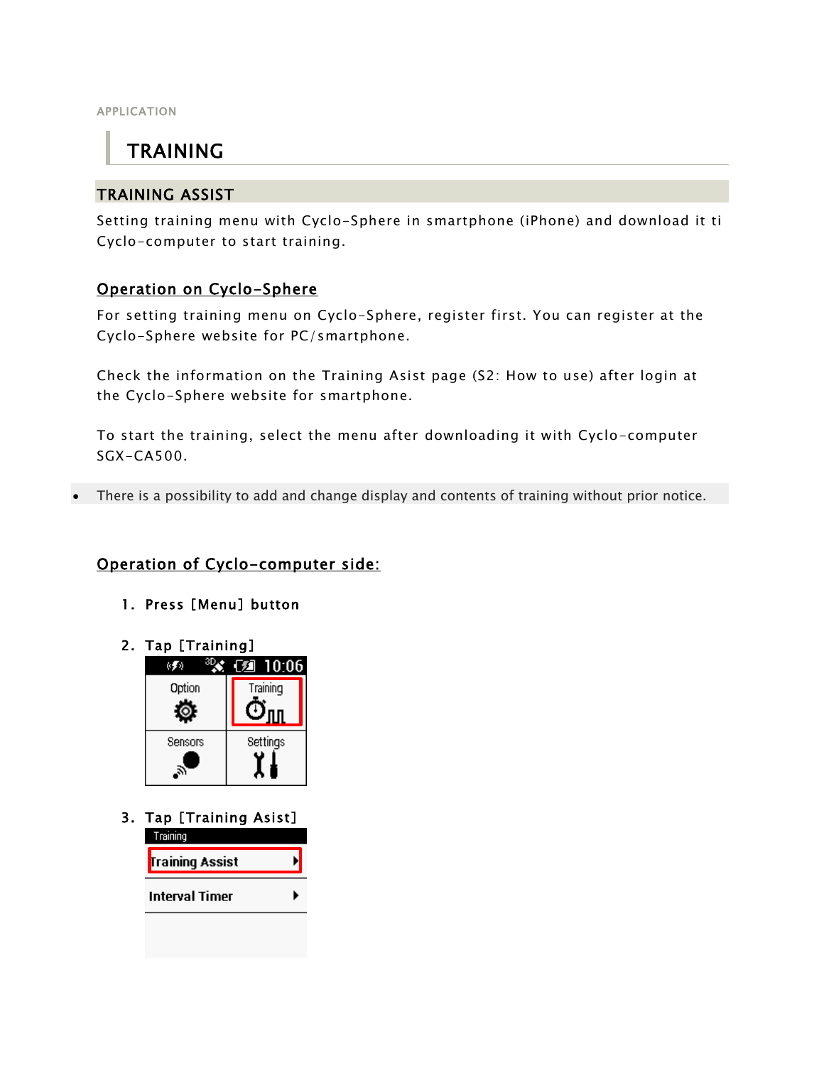APPLICATION

# TRAINING

## TRAINING ASSIST

Setting training menu with Cyclo-Sphere in smartphone (iPhone) and download it ti Cyclo-computer to start training.

### Operation on Cyclo-Sphere

For setting training menu on Cyclo-Sphere, register first. You can register at the Cyclo-Sphere website for PC/smartphone.

Check the information on the Training Asist page (S2: How to use) after login at the Cyclo-Sphere website for smartphone.

To start the training, select the menu after downloading it with Cyclo-computer SGX-CA500.

- There is a possibility to add and change display and contents of training without prior notice.

### Operation of Cyclo-computer side:

1. **Press [Menu] button**
2. **Tap [Training]**

   10:06

   | Option | Training |
   | --- | --- |
   | Sensors | Settings |

3. **Tap [Training Asist]**

   Training

   - Training Assist
   - Interval Timer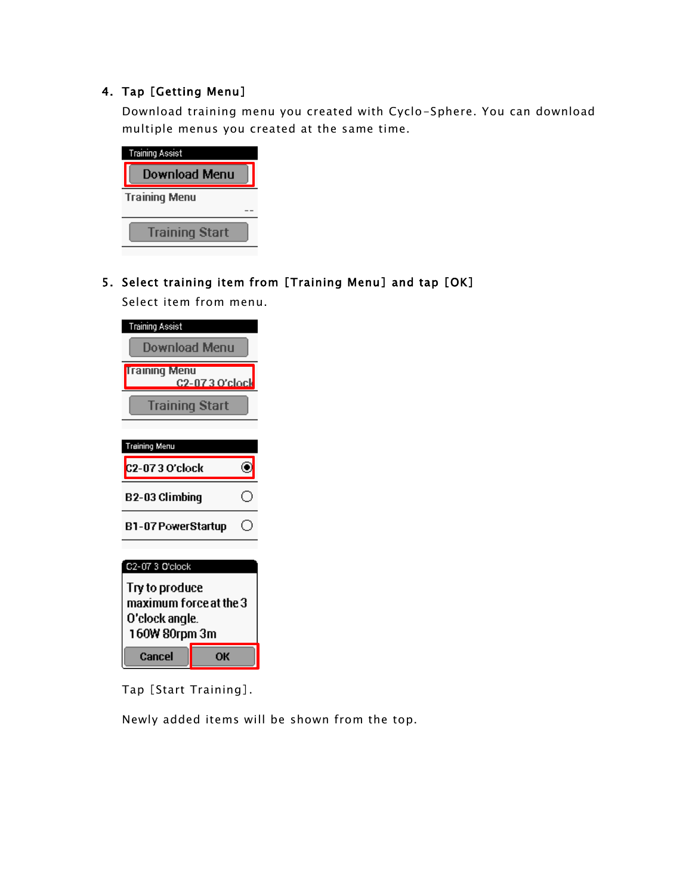4. **Tap [Getting Menu]**

   Download training menu you created with Cyclo-Sphere. You can download multiple menus you created at the same time.

   Training Assist

   Download Menu

   Training Menu

   --

   Training Start

5. **Select training item from [Training Menu] and tap [OK]**

   Select item from menu.

   Training Assist

   Download Menu

   Training Menu

   C2-07 3 O'clock

   Training Start

   Training Menu

   C2-07 3 O'clock

   B2-03 Climbing

   B1-07 PowerStartup

   C2-07 3 O'clock

   Try to produce maximum force at the 3 O'clock angle.

   160W 80rpm 3m

   Cancel

   OK

   Tap [Start Training].

   Newly added items will be shown from the top.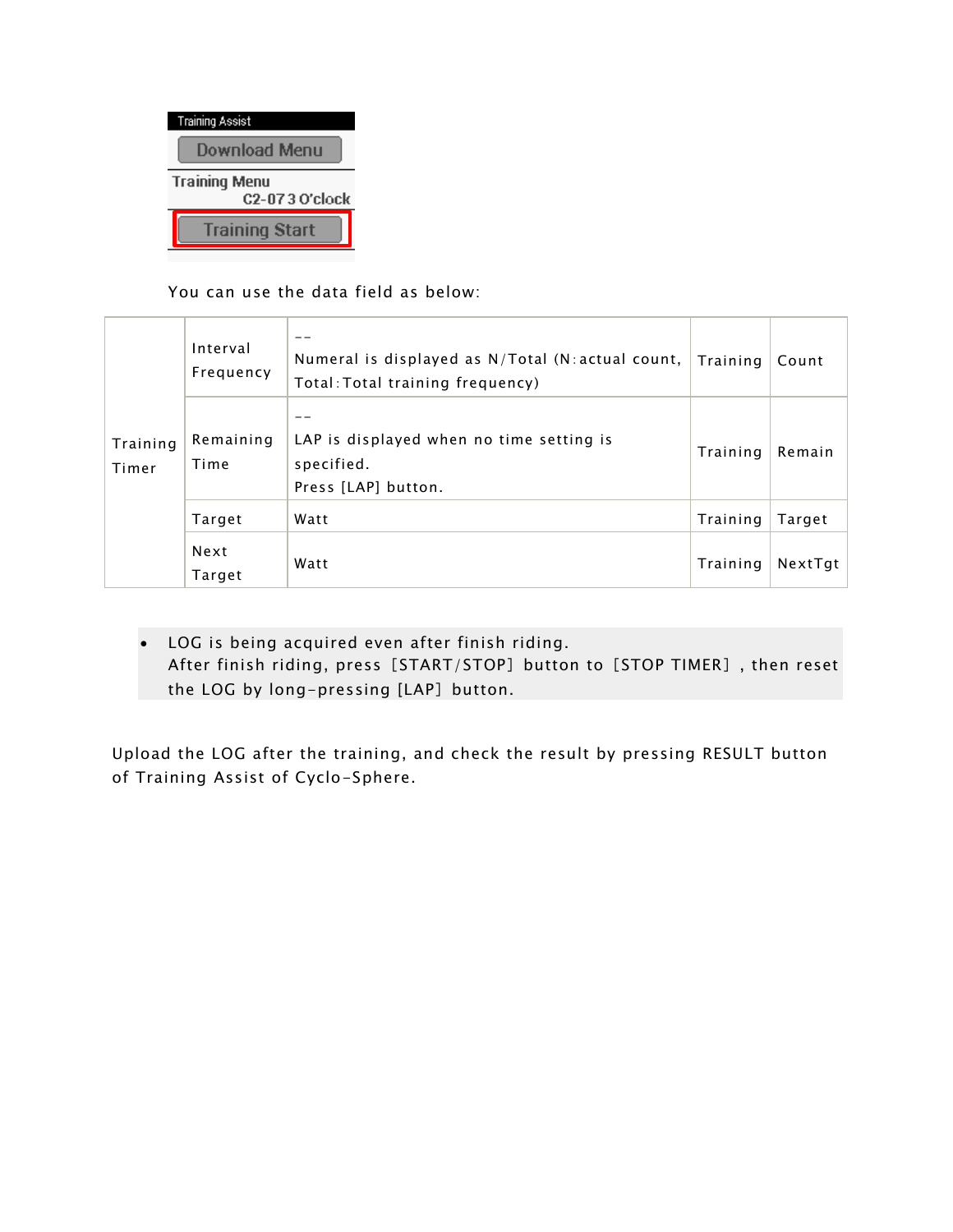Training Assist

Download Menu

Training Menu

C2-07 3 O'clock

Training Start

You can use the data field as below:

| | | | | |
|---|---|---|---|---|
| Training Timer | Interval Frequency | --<br>Numeral is displayed as N/Total (N:actual count, Total:Total training frequency) | Training | Count |
| | Remaining Time | --<br>LAP is displayed when no time setting is specified.<br>Press [LAP] button. | Training | Remain |
| | Target | Watt | Training | Target |
| | Next Target | Watt | Training | NextTgt |

- LOG is being acquired even after finish riding.
  After finish riding, press [START/STOP] button to [STOP TIMER] , then reset the LOG by long-pressing [LAP] button.

Upload the LOG after the training, and check the result by pressing RESULT button of Training Assist of Cyclo-Sphere.